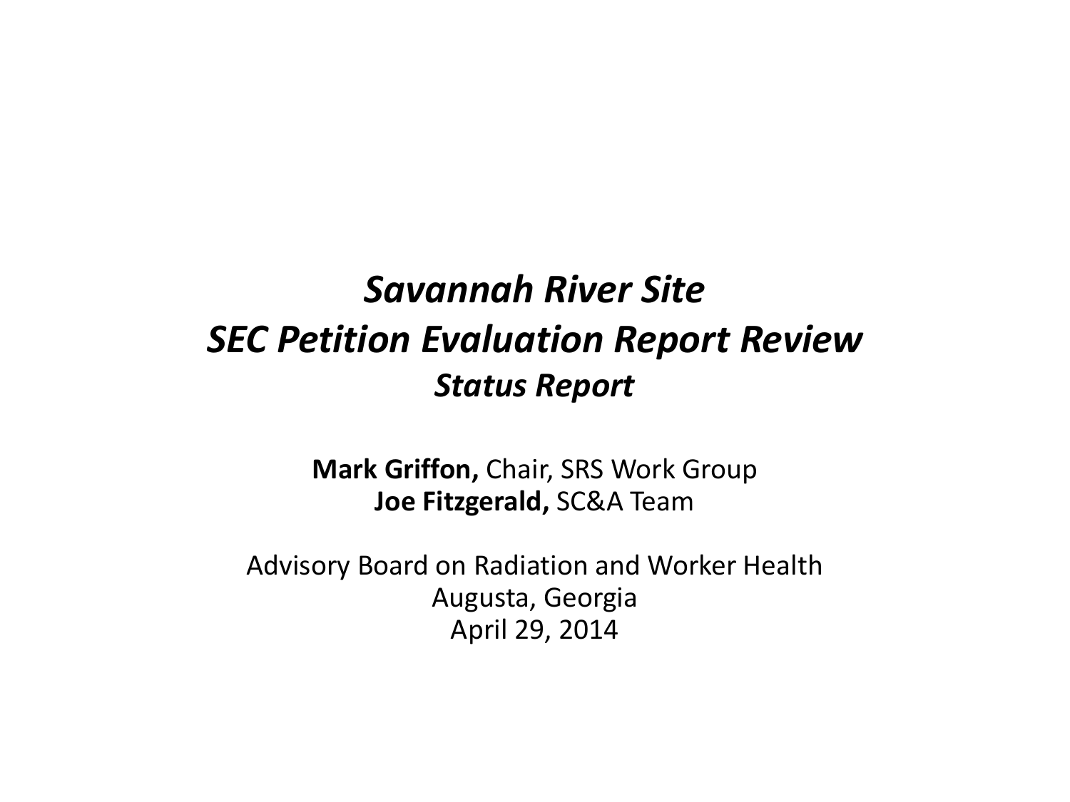# *Savannah River Site*
# *SEC Petition Evaluation Report Review*
## *Status Report*

**Mark Griffon,** Chair, SRS Work Group
**Joe Fitzgerald,** SC&A Team

Advisory Board on Radiation and Worker Health
Augusta, Georgia
April 29, 2014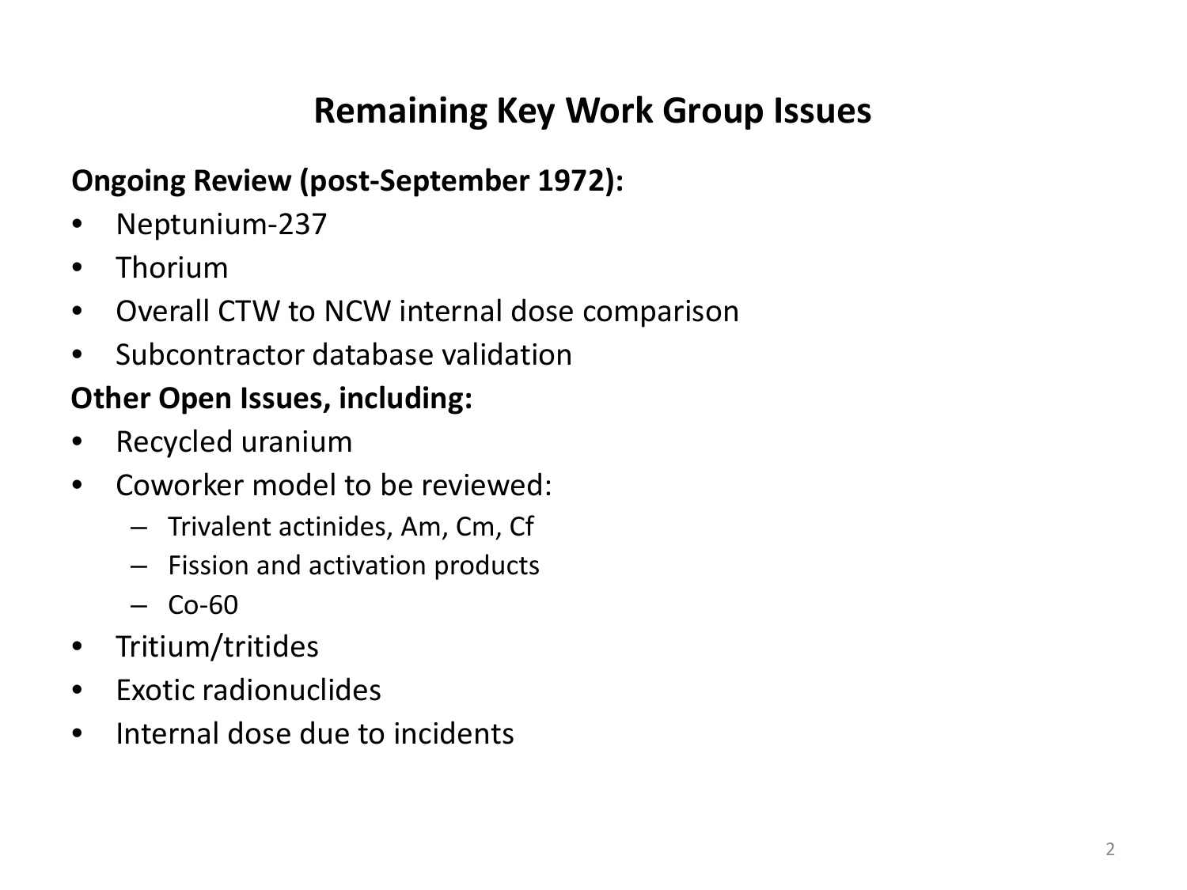# Remaining Key Work Group Issues

**Ongoing Review (post-September 1972):**

- Neptunium-237
- Thorium
- Overall CTW to NCW internal dose comparison
- Subcontractor database validation

**Other Open Issues, including:**

- Recycled uranium
- Coworker model to be reviewed:
  - Trivalent actinides, Am, Cm, Cf
  - Fission and activation products
  - Co-60
- Tritium/tritides
- Exotic radionuclides
- Internal dose due to incidents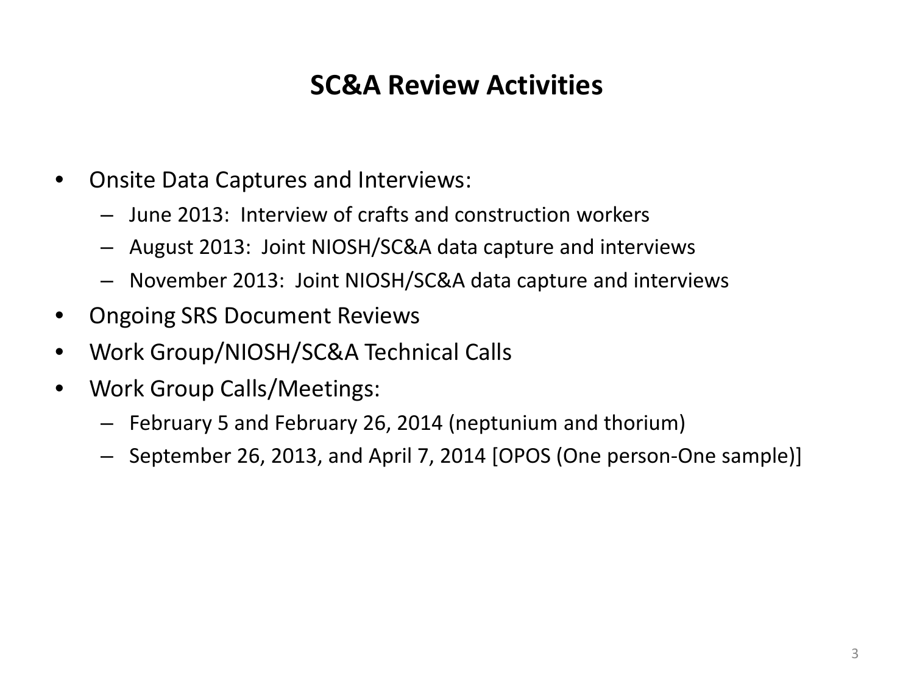# SC&A Review Activities

- Onsite Data Captures and Interviews:
  - June 2013: Interview of crafts and construction workers
  - August 2013: Joint NIOSH/SC&A data capture and interviews
  - November 2013: Joint NIOSH/SC&A data capture and interviews
- Ongoing SRS Document Reviews
- Work Group/NIOSH/SC&A Technical Calls
- Work Group Calls/Meetings:
  - February 5 and February 26, 2014 (neptunium and thorium)
  - September 26, 2013, and April 7, 2014 [OPOS (One person-One sample)]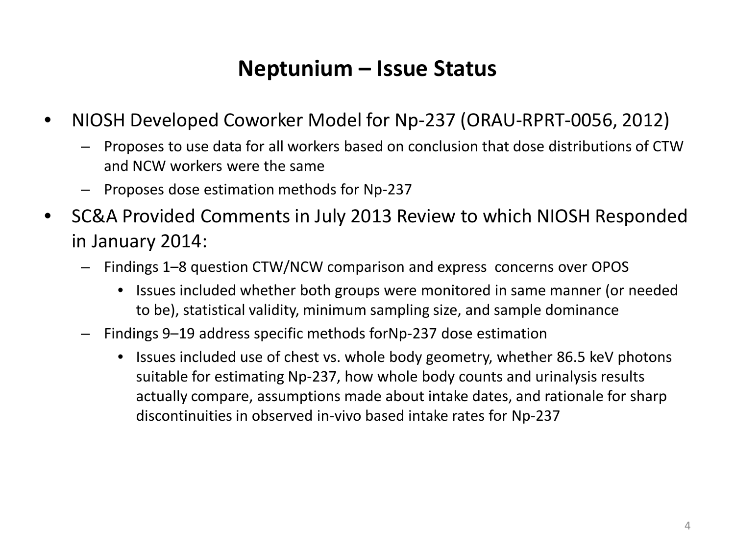# Neptunium – Issue Status

- NIOSH Developed Coworker Model for Np-237 (ORAU-RPRT-0056, 2012)
  - Proposes to use data for all workers based on conclusion that dose distributions of CTW and NCW workers were the same
  - Proposes dose estimation methods for Np-237
- SC&A Provided Comments in July 2013 Review to which NIOSH Responded in January 2014:
  - Findings 1–8 question CTW/NCW comparison and express concerns over OPOS
    - Issues included whether both groups were monitored in same manner (or needed to be), statistical validity, minimum sampling size, and sample dominance
  - Findings 9–19 address specific methods forNp-237 dose estimation
    - Issues included use of chest vs. whole body geometry, whether 86.5 keV photons suitable for estimating Np-237, how whole body counts and urinalysis results actually compare, assumptions made about intake dates, and rationale for sharp discontinuities in observed in-vivo based intake rates for Np-237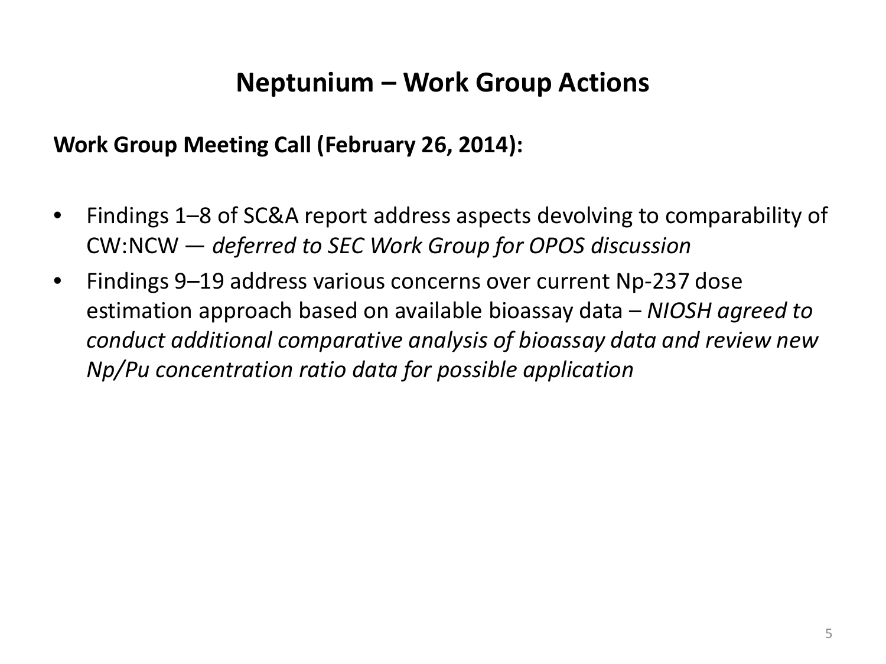# Neptunium – Work Group Actions

**Work Group Meeting Call (February 26, 2014):**

- Findings 1–8 of SC&A report address aspects devolving to comparability of CW:NCW — *deferred to SEC Work Group for OPOS discussion*
- Findings 9–19 address various concerns over current Np-237 dose estimation approach based on available bioassay data – *NIOSH agreed to conduct additional comparative analysis of bioassay data and review new Np/Pu concentration ratio data for possible application*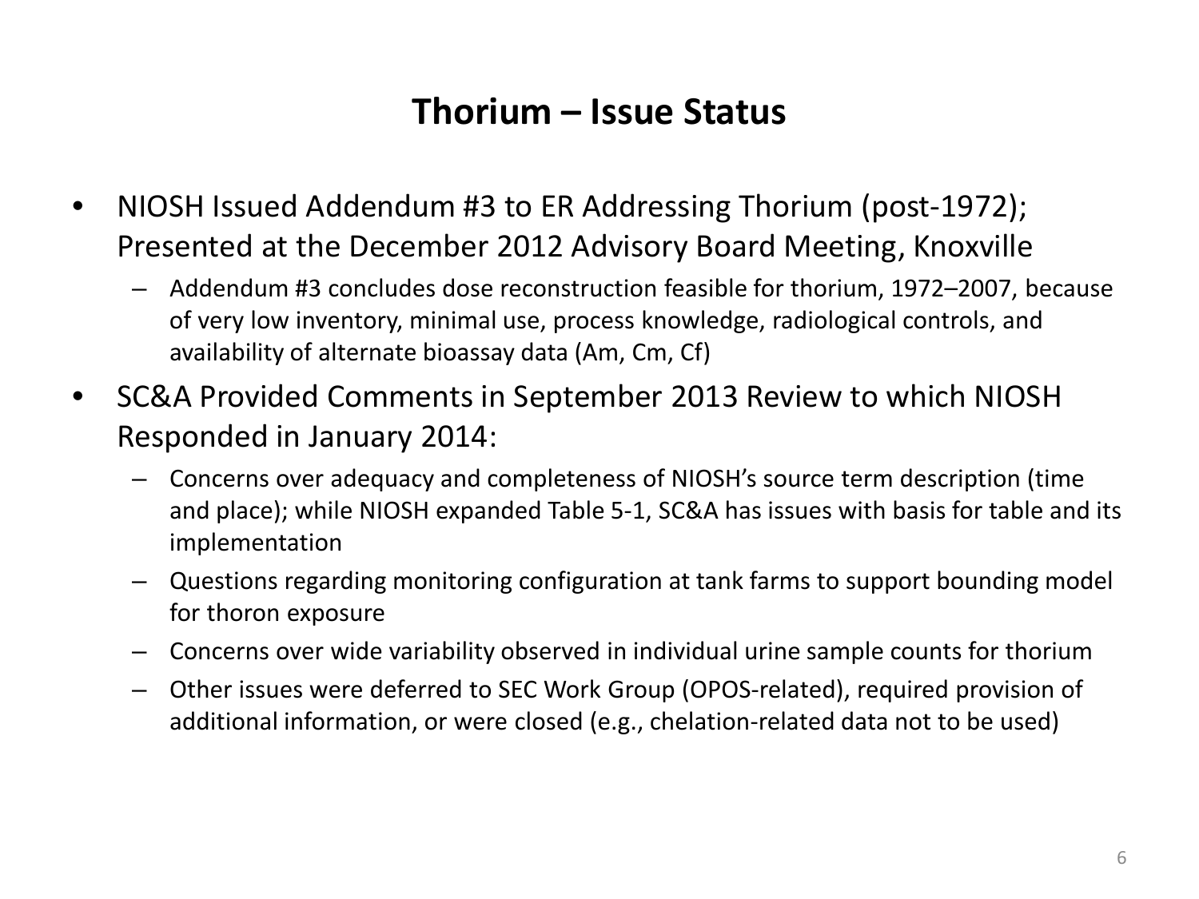# Thorium – Issue Status

- NIOSH Issued Addendum #3 to ER Addressing Thorium (post-1972); Presented at the December 2012 Advisory Board Meeting, Knoxville
  - Addendum #3 concludes dose reconstruction feasible for thorium, 1972–2007, because of very low inventory, minimal use, process knowledge, radiological controls, and availability of alternate bioassay data (Am, Cm, Cf)
- SC&A Provided Comments in September 2013 Review to which NIOSH Responded in January 2014:
  - Concerns over adequacy and completeness of NIOSH's source term description (time and place); while NIOSH expanded Table 5-1, SC&A has issues with basis for table and its implementation
  - Questions regarding monitoring configuration at tank farms to support bounding model for thoron exposure
  - Concerns over wide variability observed in individual urine sample counts for thorium
  - Other issues were deferred to SEC Work Group (OPOS-related), required provision of additional information, or were closed (e.g., chelation-related data not to be used)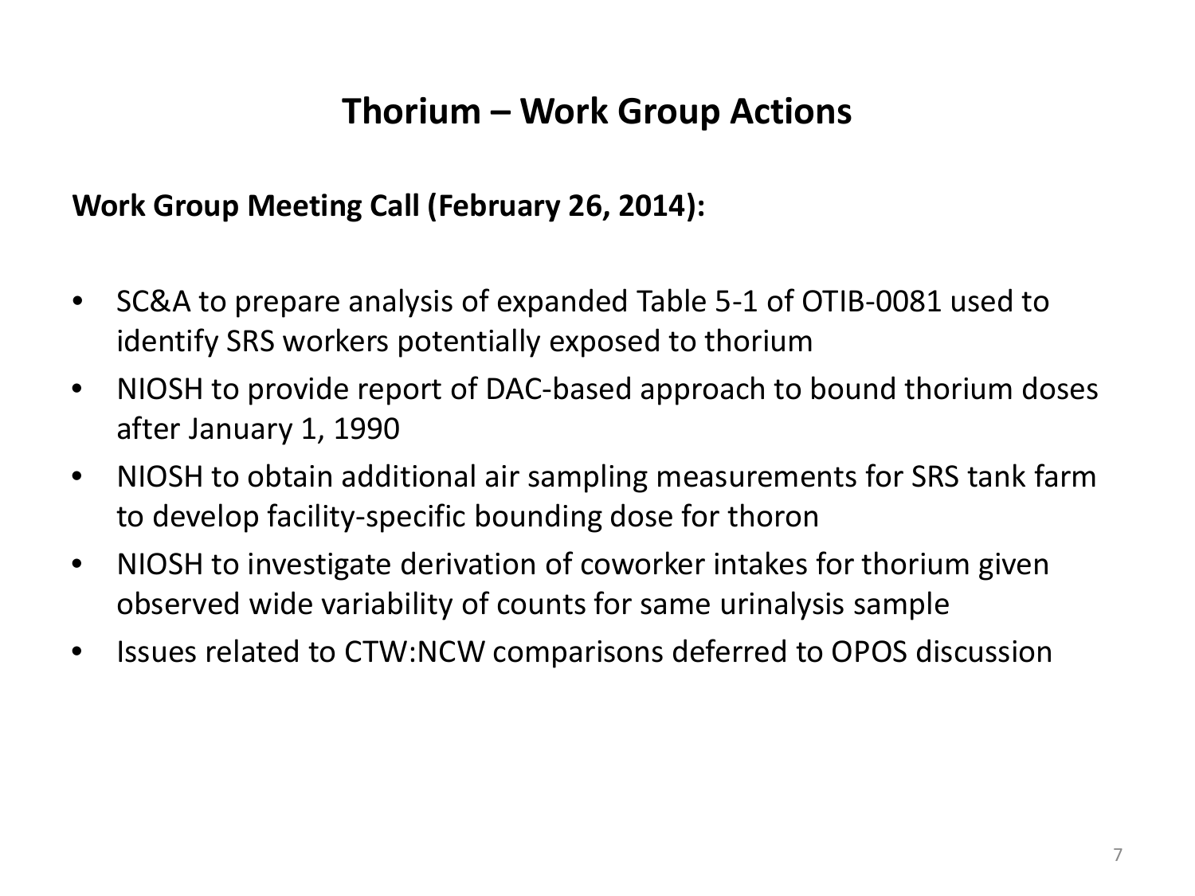# Thorium – Work Group Actions

**Work Group Meeting Call (February 26, 2014):**

- SC&A to prepare analysis of expanded Table 5-1 of OTIB-0081 used to identify SRS workers potentially exposed to thorium
- NIOSH to provide report of DAC-based approach to bound thorium doses after January 1, 1990
- NIOSH to obtain additional air sampling measurements for SRS tank farm to develop facility-specific bounding dose for thoron
- NIOSH to investigate derivation of coworker intakes for thorium given observed wide variability of counts for same urinalysis sample
- Issues related to CTW:NCW comparisons deferred to OPOS discussion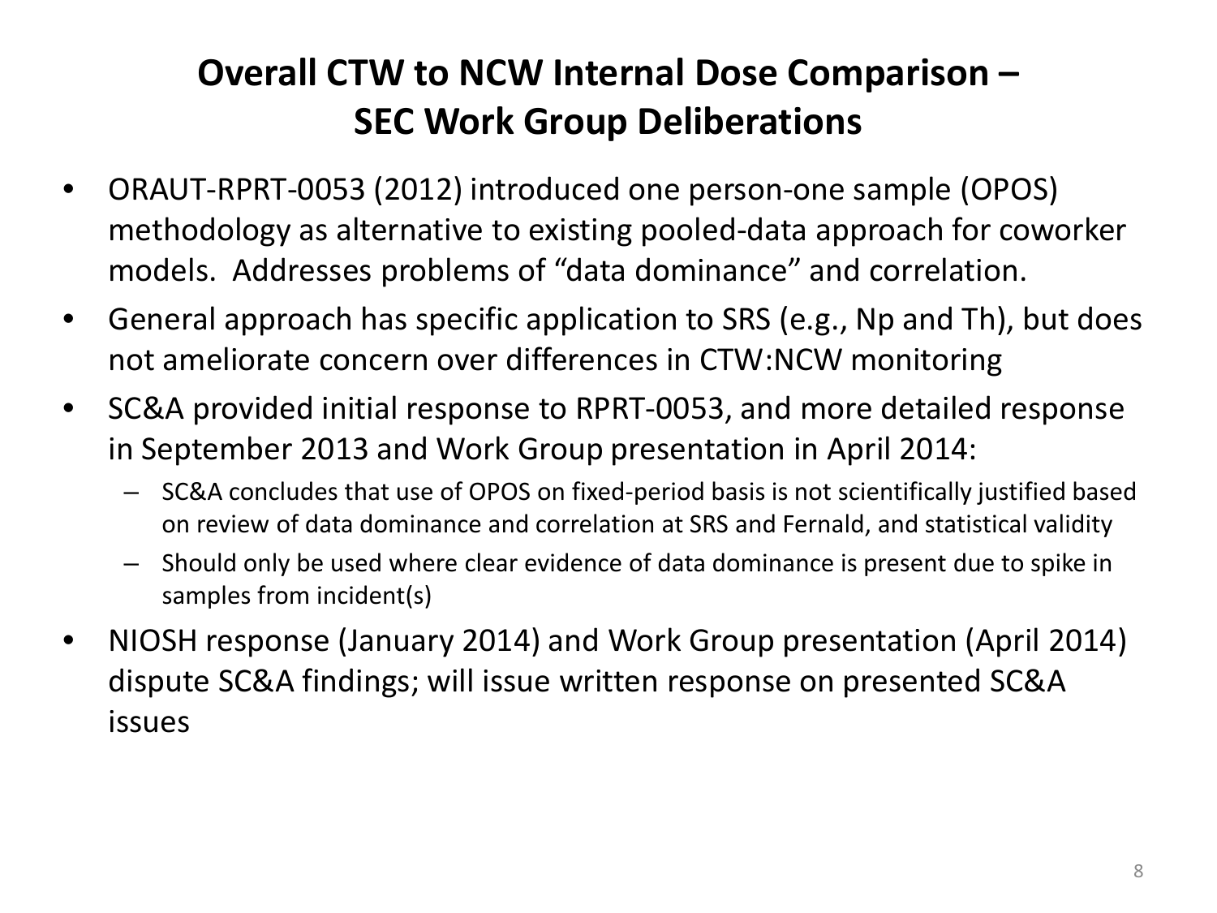# Overall CTW to NCW Internal Dose Comparison – SEC Work Group Deliberations

- ORAUT-RPRT-0053 (2012) introduced one person-one sample (OPOS) methodology as alternative to existing pooled-data approach for coworker models. Addresses problems of "data dominance" and correlation.
- General approach has specific application to SRS (e.g., Np and Th), but does not ameliorate concern over differences in CTW:NCW monitoring
- SC&A provided initial response to RPRT-0053, and more detailed response in September 2013 and Work Group presentation in April 2014:
  - SC&A concludes that use of OPOS on fixed-period basis is not scientifically justified based on review of data dominance and correlation at SRS and Fernald, and statistical validity
  - Should only be used where clear evidence of data dominance is present due to spike in samples from incident(s)
- NIOSH response (January 2014) and Work Group presentation (April 2014) dispute SC&A findings; will issue written response on presented SC&A issues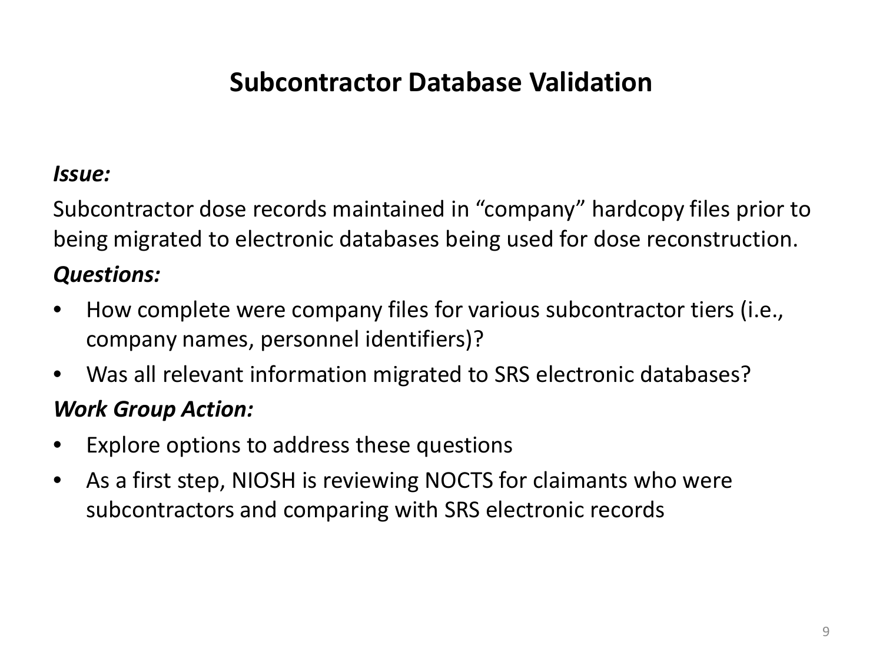# Subcontractor Database Validation

***Issue:***

Subcontractor dose records maintained in “company” hardcopy files prior to being migrated to electronic databases being used for dose reconstruction.

***Questions:***

- How complete were company files for various subcontractor tiers (i.e., company names, personnel identifiers)?
- Was all relevant information migrated to SRS electronic databases?

***Work Group Action:***

- Explore options to address these questions
- As a first step, NIOSH is reviewing NOCTS for claimants who were subcontractors and comparing with SRS electronic records